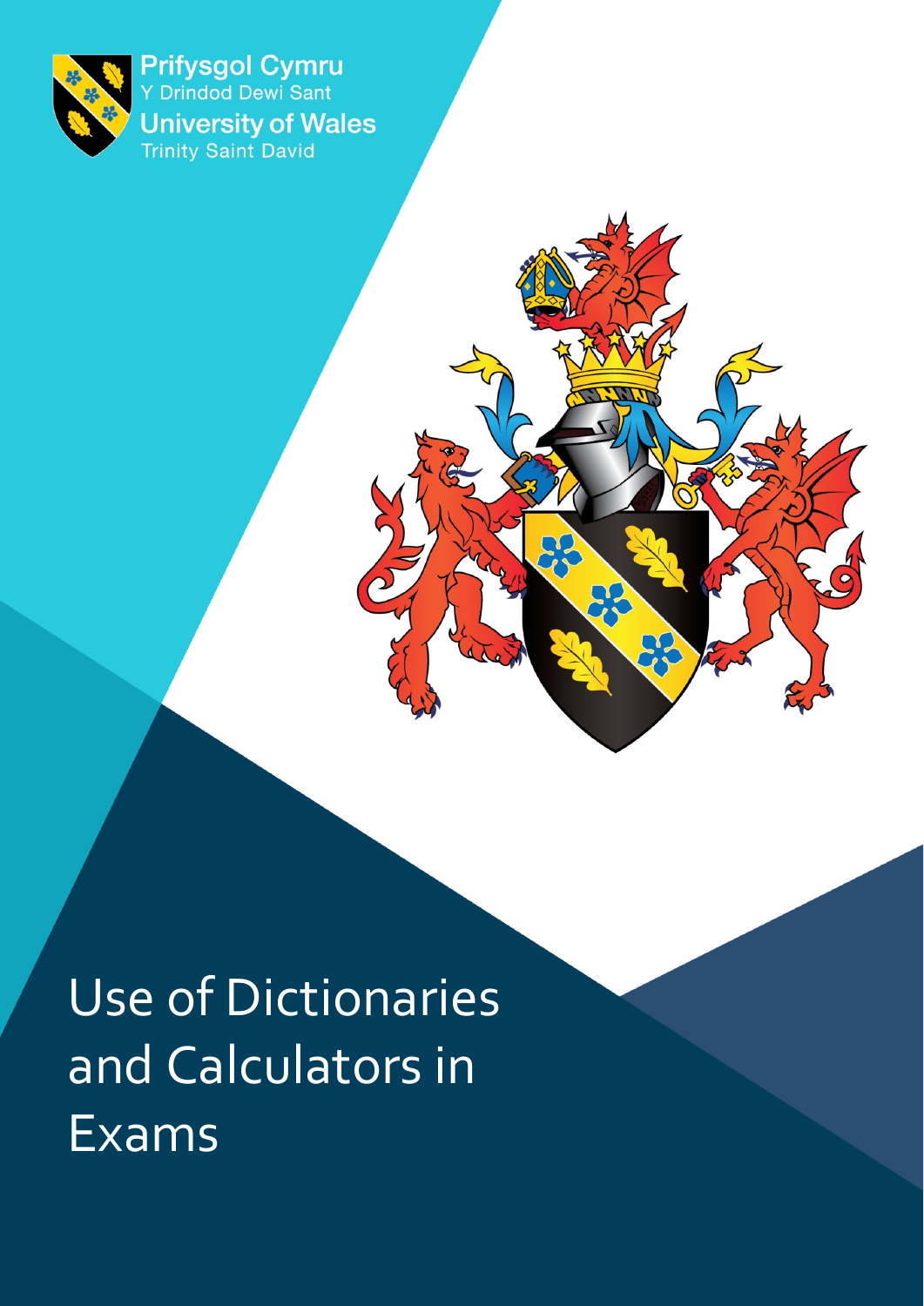Prifysgol Cymru
Y Drindod Dewi Sant
University of Wales
Trinity Saint David

# Use of Dictionaries and Calculators in Exams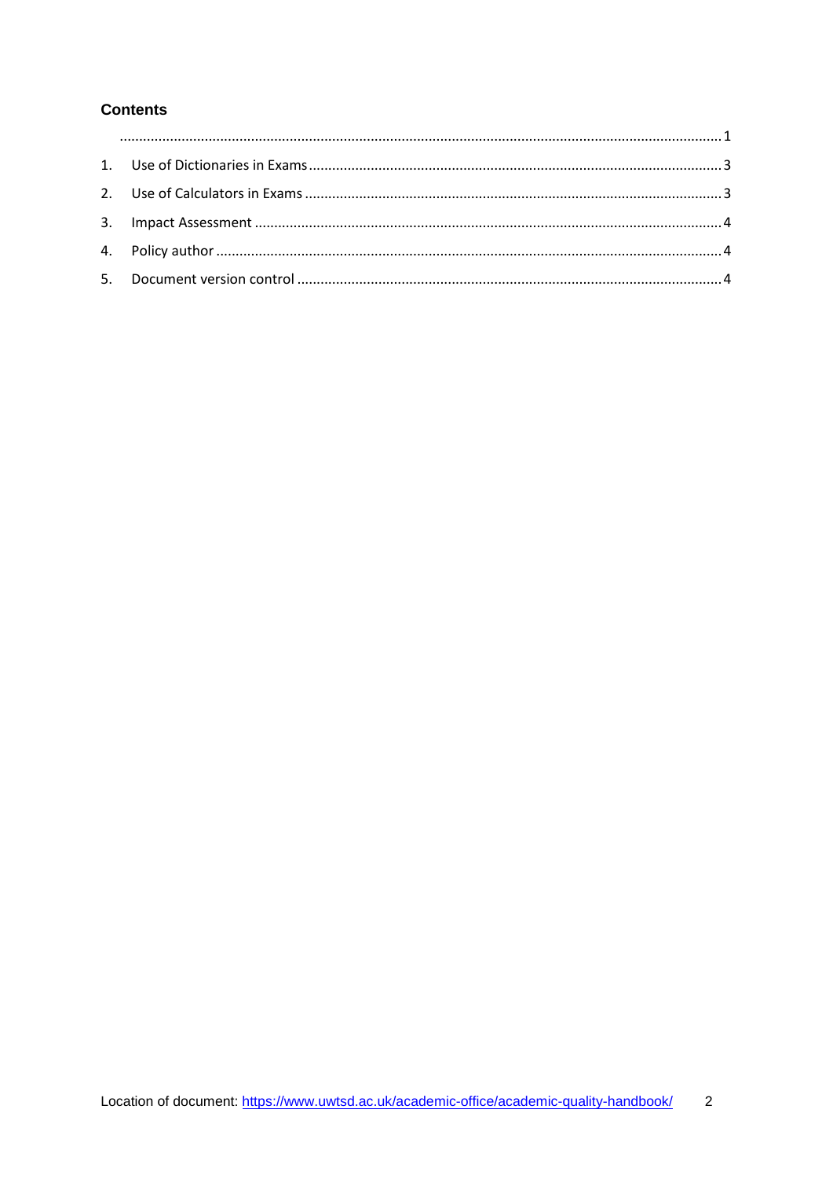**Contents**

........................................................................................................................................... 1

1. Use of Dictionaries in Exams ........................................................................................... 3
2. Use of Calculators in Exams ............................................................................................ 3
3. Impact Assessment .......................................................................................................... 4
4. Policy author ..................................................................................................................... 4
5. Document version control ................................................................................................ 4

Location of document: https://www.uwtsd.ac.uk/academic-office/academic-quality-handbook/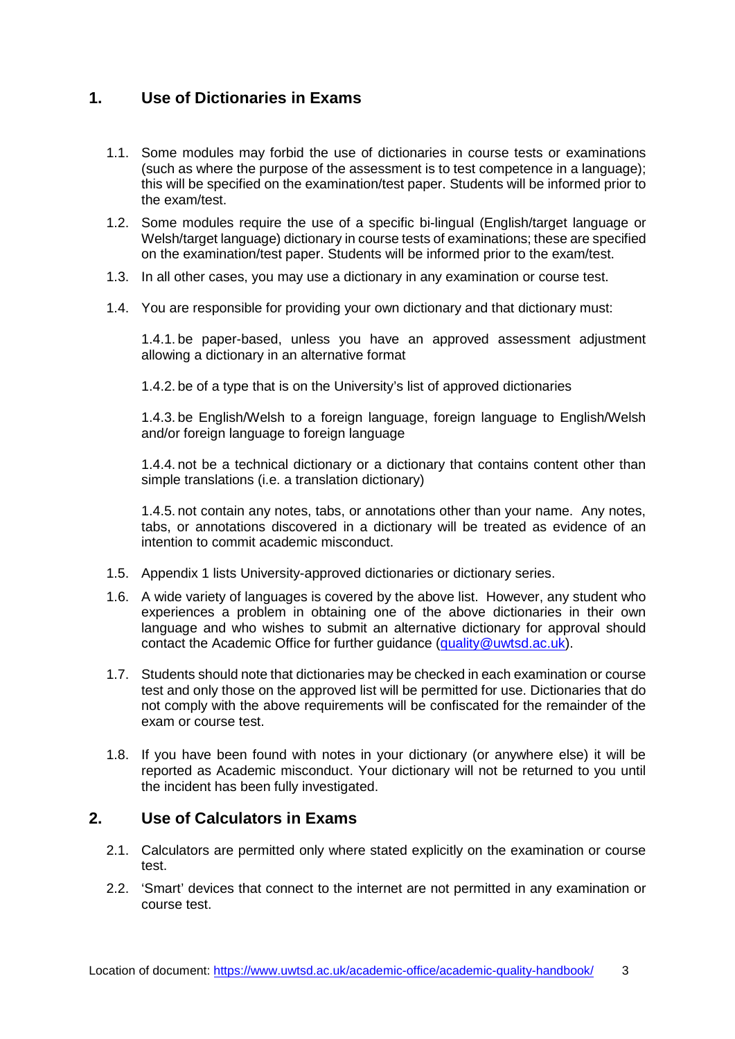## 1. Use of Dictionaries in Exams

1.1. Some modules may forbid the use of dictionaries in course tests or examinations (such as where the purpose of the assessment is to test competence in a language); this will be specified on the examination/test paper. Students will be informed prior to the exam/test.

1.2. Some modules require the use of a specific bi-lingual (English/target language or Welsh/target language) dictionary in course tests of examinations; these are specified on the examination/test paper. Students will be informed prior to the exam/test.

1.3. In all other cases, you may use a dictionary in any examination or course test.

1.4. You are responsible for providing your own dictionary and that dictionary must:

1.4.1. be paper-based, unless you have an approved assessment adjustment allowing a dictionary in an alternative format

1.4.2. be of a type that is on the University's list of approved dictionaries

1.4.3. be English/Welsh to a foreign language, foreign language to English/Welsh and/or foreign language to foreign language

1.4.4. not be a technical dictionary or a dictionary that contains content other than simple translations (i.e. a translation dictionary)

1.4.5. not contain any notes, tabs, or annotations other than your name. Any notes, tabs, or annotations discovered in a dictionary will be treated as evidence of an intention to commit academic misconduct.

1.5. Appendix 1 lists University-approved dictionaries or dictionary series.

1.6. A wide variety of languages is covered by the above list. However, any student who experiences a problem in obtaining one of the above dictionaries in their own language and who wishes to submit an alternative dictionary for approval should contact the Academic Office for further guidance (quality@uwtsd.ac.uk).

1.7. Students should note that dictionaries may be checked in each examination or course test and only those on the approved list will be permitted for use. Dictionaries that do not comply with the above requirements will be confiscated for the remainder of the exam or course test.

1.8. If you have been found with notes in your dictionary (or anywhere else) it will be reported as Academic misconduct. Your dictionary will not be returned to you until the incident has been fully investigated.

## 2. Use of Calculators in Exams

2.1. Calculators are permitted only where stated explicitly on the examination or course test.

2.2. 'Smart' devices that connect to the internet are not permitted in any examination or course test.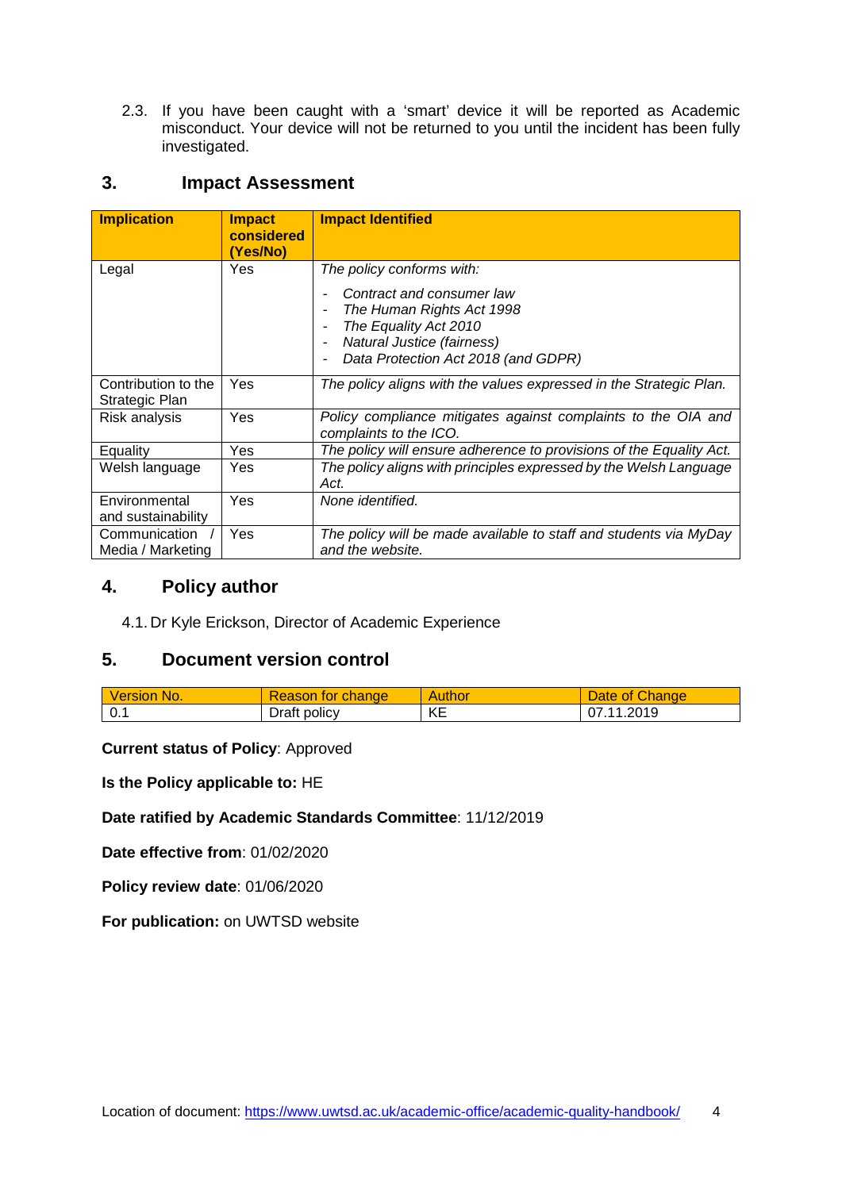2.3. If you have been caught with a 'smart' device it will be reported as Academic misconduct. Your device will not be returned to you until the incident has been fully investigated.

## 3. Impact Assessment

| Implication | Impact considered (Yes/No) | Impact Identified |
|---|---|---|
| Legal | Yes | *The policy conforms with:*<br>- *Contract and consumer law*<br>- *The Human Rights Act 1998*<br>- *The Equality Act 2010*<br>- *Natural Justice (fairness)*<br>- *Data Protection Act 2018 (and GDPR)* |
| Contribution to the Strategic Plan | Yes | *The policy aligns with the values expressed in the Strategic Plan.* |
| Risk analysis | Yes | *Policy compliance mitigates against complaints to the OIA and complaints to the ICO.* |
| Equality | Yes | *The policy will ensure adherence to provisions of the Equality Act.* |
| Welsh language | Yes | *The policy aligns with principles expressed by the Welsh Language Act.* |
| Environmental and sustainability | Yes | *None identified.* |
| Communication / Media / Marketing | Yes | *The policy will be made available to staff and students via MyDay and the website.* |

## 4. Policy author

4.1. Dr Kyle Erickson, Director of Academic Experience

## 5. Document version control

| Version No. | Reason for change | Author | Date of Change |
|---|---|---|---|
| 0.1 | Draft policy | KE | 07.11.2019 |

**Current status of Policy**: Approved

**Is the Policy applicable to:** HE

**Date ratified by Academic Standards Committee**: 11/12/2019

**Date effective from**: 01/02/2020

**Policy review date**: 01/06/2020

**For publication:** on UWTSD website

Location of document: https://www.uwtsd.ac.uk/academic-office/academic-quality-handbook/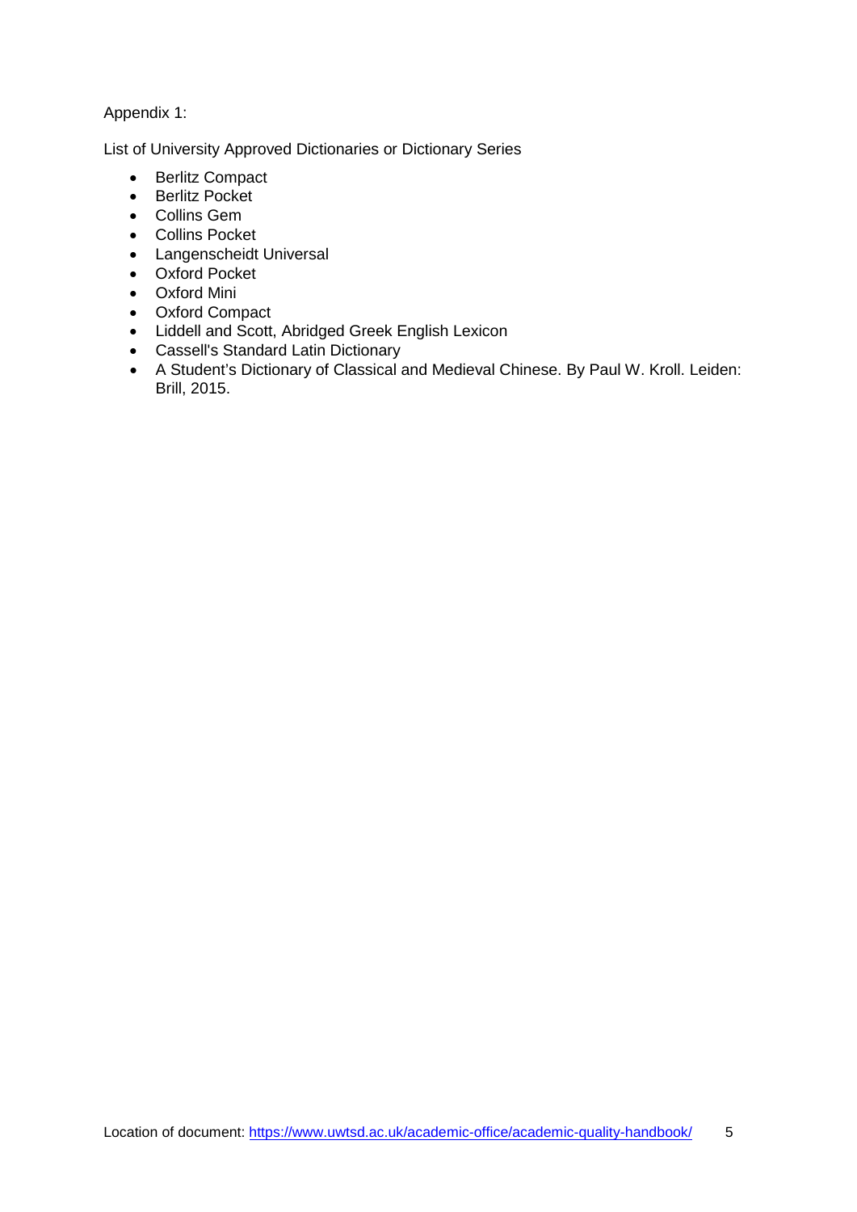Appendix 1:

List of University Approved Dictionaries or Dictionary Series

- Berlitz Compact
- Berlitz Pocket
- Collins Gem
- Collins Pocket
- Langenscheidt Universal
- Oxford Pocket
- Oxford Mini
- Oxford Compact
- Liddell and Scott, Abridged Greek English Lexicon
- Cassell's Standard Latin Dictionary
- A Student's Dictionary of Classical and Medieval Chinese. By Paul W. Kroll. Leiden: Brill, 2015.